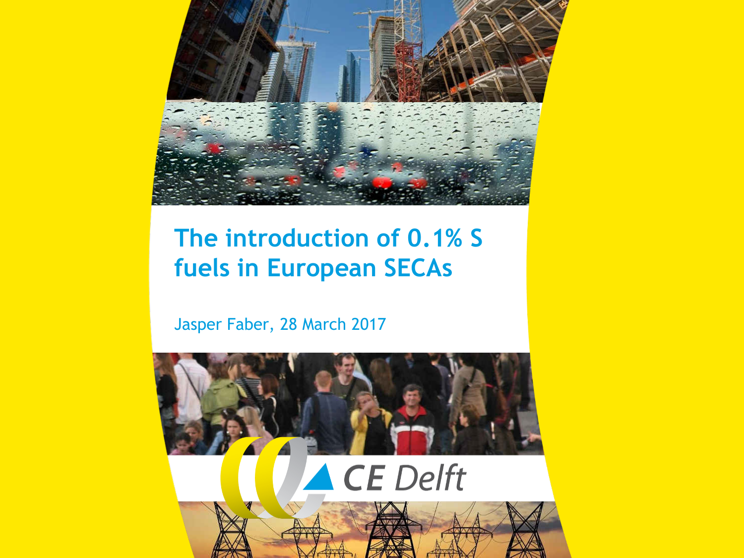# The introduction of 0.1% S fuels in European SECAs

Jasper Faber, 28 March 2017

CE Delft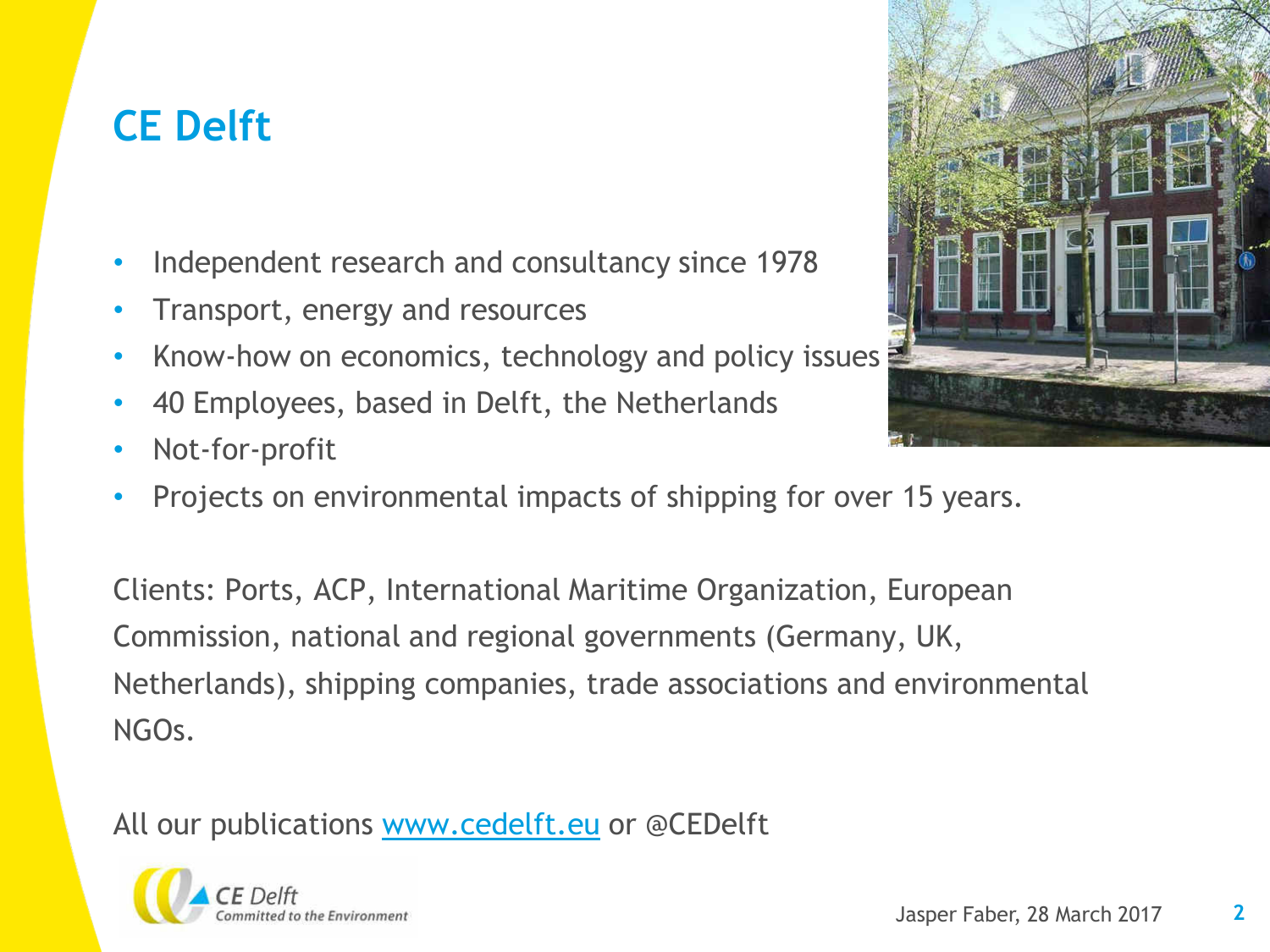# CE Delft

- Independent research and consultancy since 1978
- Transport, energy and resources
- Know-how on economics, technology and policy issues
- 40 Employees, based in Delft, the Netherlands
- Not-for-profit
- Projects on environmental impacts of shipping for over 15 years.

Clients: Ports, ACP, International Maritime Organization, European Commission, national and regional governments (Germany, UK, Netherlands), shipping companies, trade associations and environmental NGOs.

All our publications [www.cedelft.eu](http://www.cedelft.eu) or @CEDelft

CE Delft
*Committed to the Environment*

Jasper Faber, 28 March 2017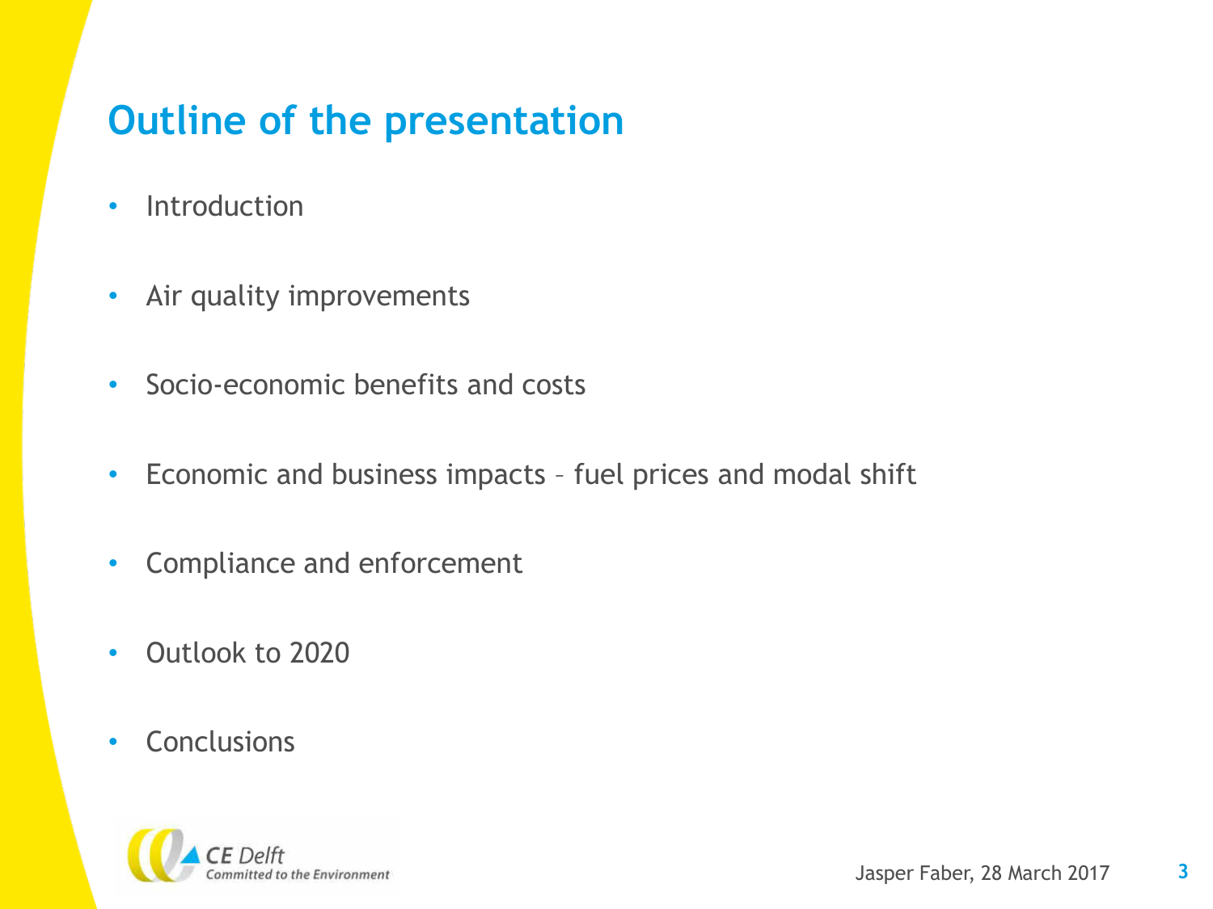# Outline of the presentation

- Introduction
- Air quality improvements
- Socio-economic benefits and costs
- Economic and business impacts – fuel prices and modal shift
- Compliance and enforcement
- Outlook to 2020
- Conclusions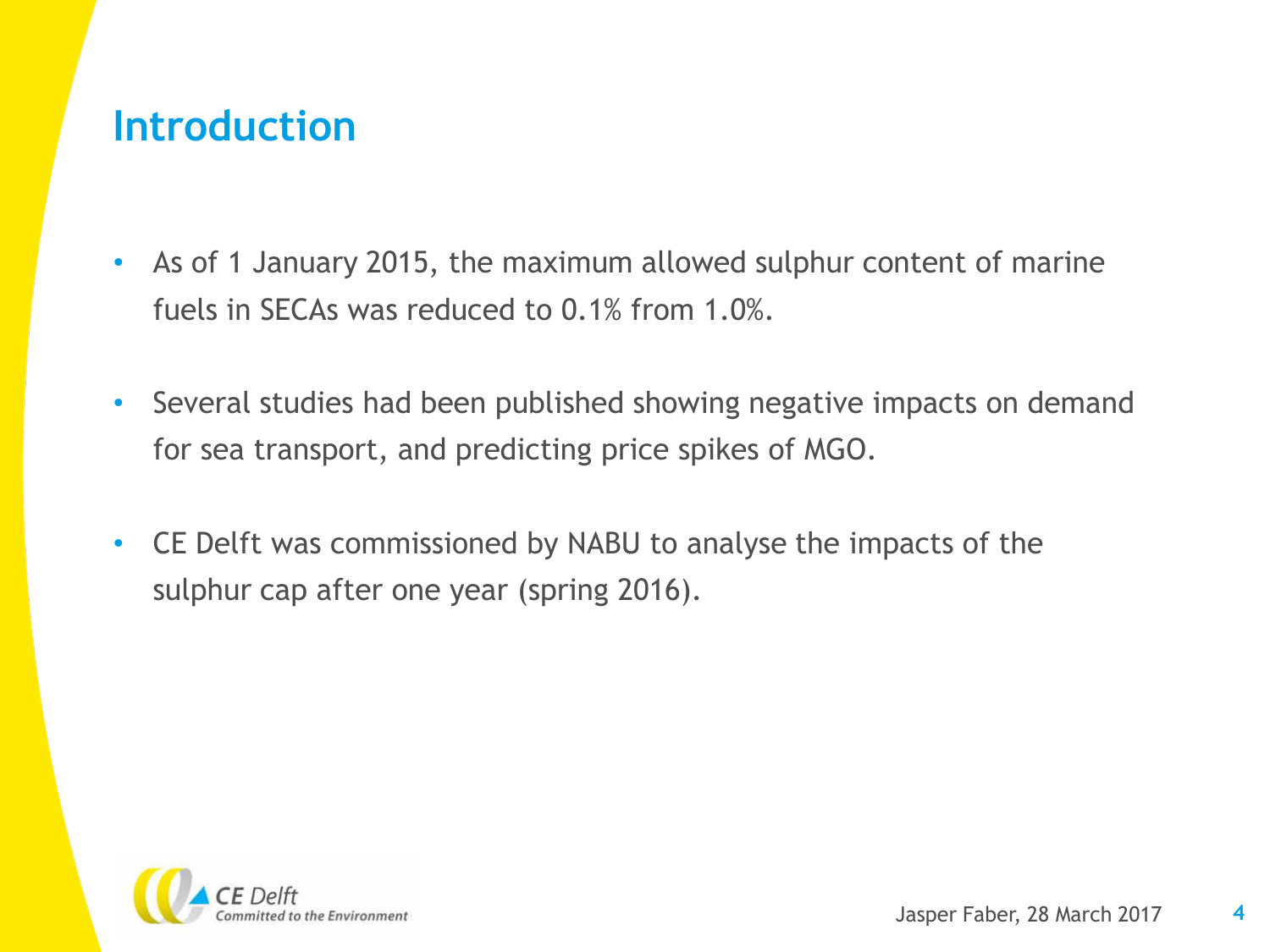## Introduction

- As of 1 January 2015, the maximum allowed sulphur content of marine fuels in SECAs was reduced to 0.1% from 1.0%.
- Several studies had been published showing negative impacts on demand for sea transport, and predicting price spikes of MGO.
- CE Delft was commissioned by NABU to analyse the impacts of the sulphur cap after one year (spring 2016).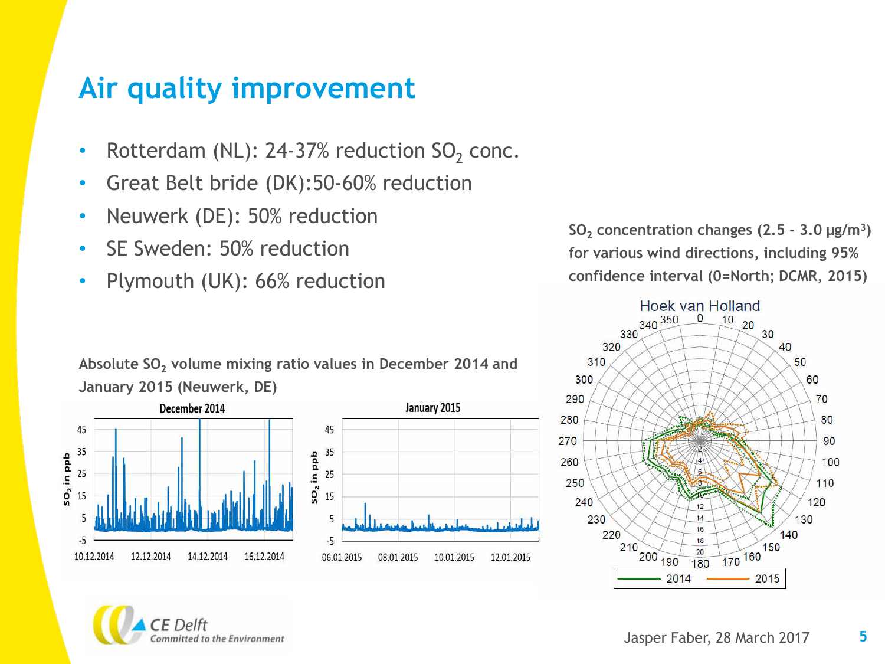# Air quality improvement

- Rotterdam (NL): 24-37% reduction $SO_2$ conc.
- Great Belt bride (DK):50-60% reduction
- Neuwerk (DE): 50% reduction
- SE Sweden: 50% reduction
- Plymouth (UK): 66% reduction

**Absolute $SO_2$ volume mixing ratio values in December 2014 and January 2015 (Neuwerk, DE)**

**$SO_2$ concentration changes (2.5 - 3.0 μg/m³) for various wind directions, including 95% confidence interval (0=North; DCMR, 2015)**

Jasper Faber, 28 March 2017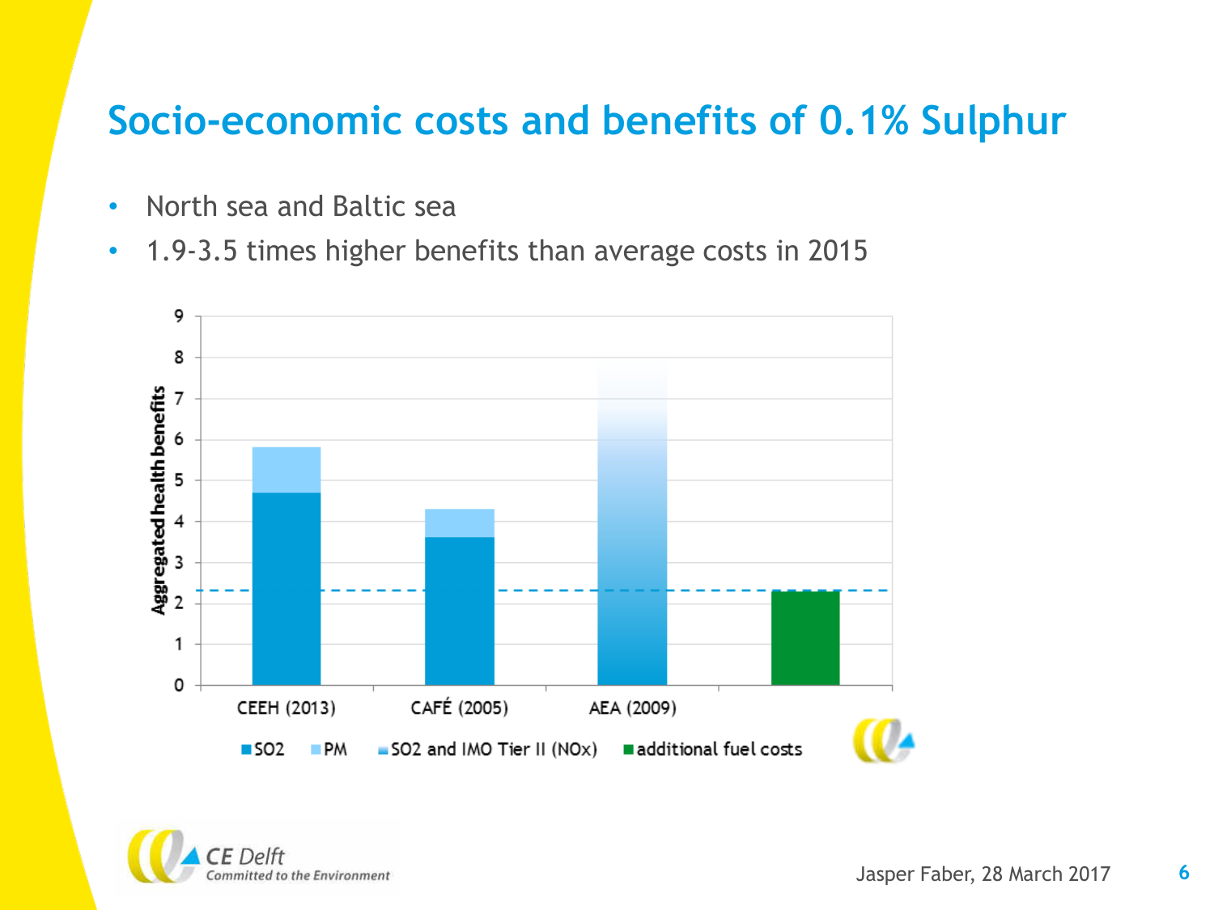# Socio-economic costs and benefits of 0.1% Sulphur

- North sea and Baltic sea
- 1.9-3.5 times higher benefits than average costs in 2015

| | SO2 | PM | SO2 and IMO Tier II (NOx) | additional fuel costs |
|---|---|---|---|---|
| CEEH (2013) | 4.7 | 1.1 | | |
| CAFÉ (2005) | 3.6 | 0.7 | | |
| AEA (2009) | | | ~7.8 | |
| | | | | 2.3 |

Y-axis: Aggregated health benefits (0–9)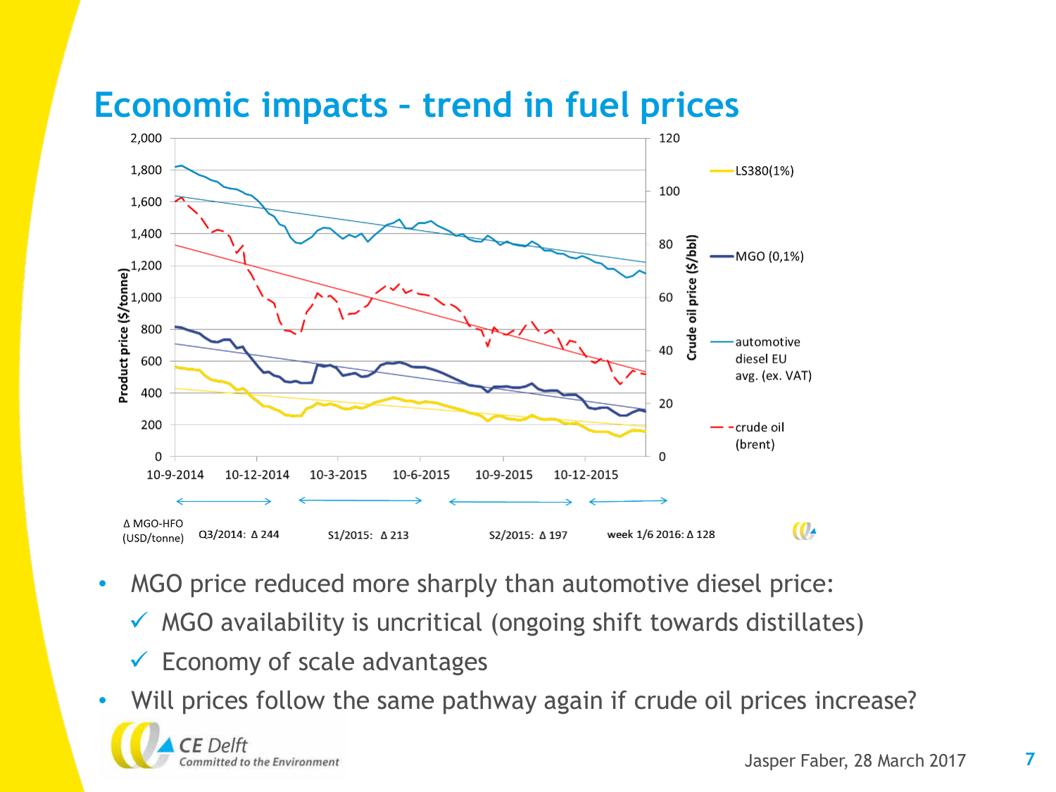# Economic impacts – trend in fuel prices

Δ MGO-HFO (USD/tonne) Q3/2014: Δ 244 S1/2015: Δ 213 S2/2015: Δ 197 week 1/6 2016: Δ 128

- MGO price reduced more sharply than automotive diesel price:
  - ✓ MGO availability is uncritical (ongoing shift towards distillates)
  - ✓ Economy of scale advantages
- Will prices follow the same pathway again if crude oil prices increase?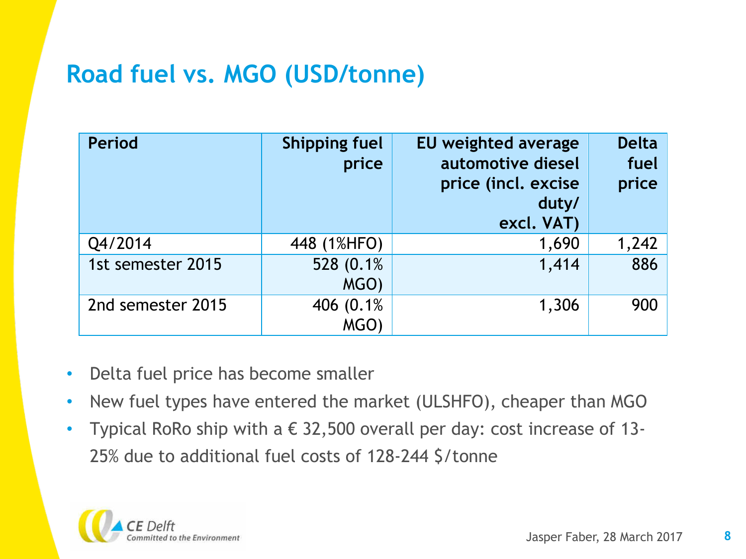# Road fuel vs. MGO (USD/tonne)

| Period | Shipping fuel price | EU weighted average automotive diesel price (incl. excise duty/ excl. VAT) | Delta fuel price |
|---|---|---|---|
| Q4/2014 | 448 (1%HFO) | 1,690 | 1,242 |
| 1st semester 2015 | 528 (0.1% MGO) | 1,414 | 886 |
| 2nd semester 2015 | 406 (0.1% MGO) | 1,306 | 900 |

- Delta fuel price has become smaller
- New fuel types have entered the market (ULSHFO), cheaper than MGO
- Typical RoRo ship with a € 32,500 overall per day: cost increase of 13-25% due to additional fuel costs of 128-244 $/tonne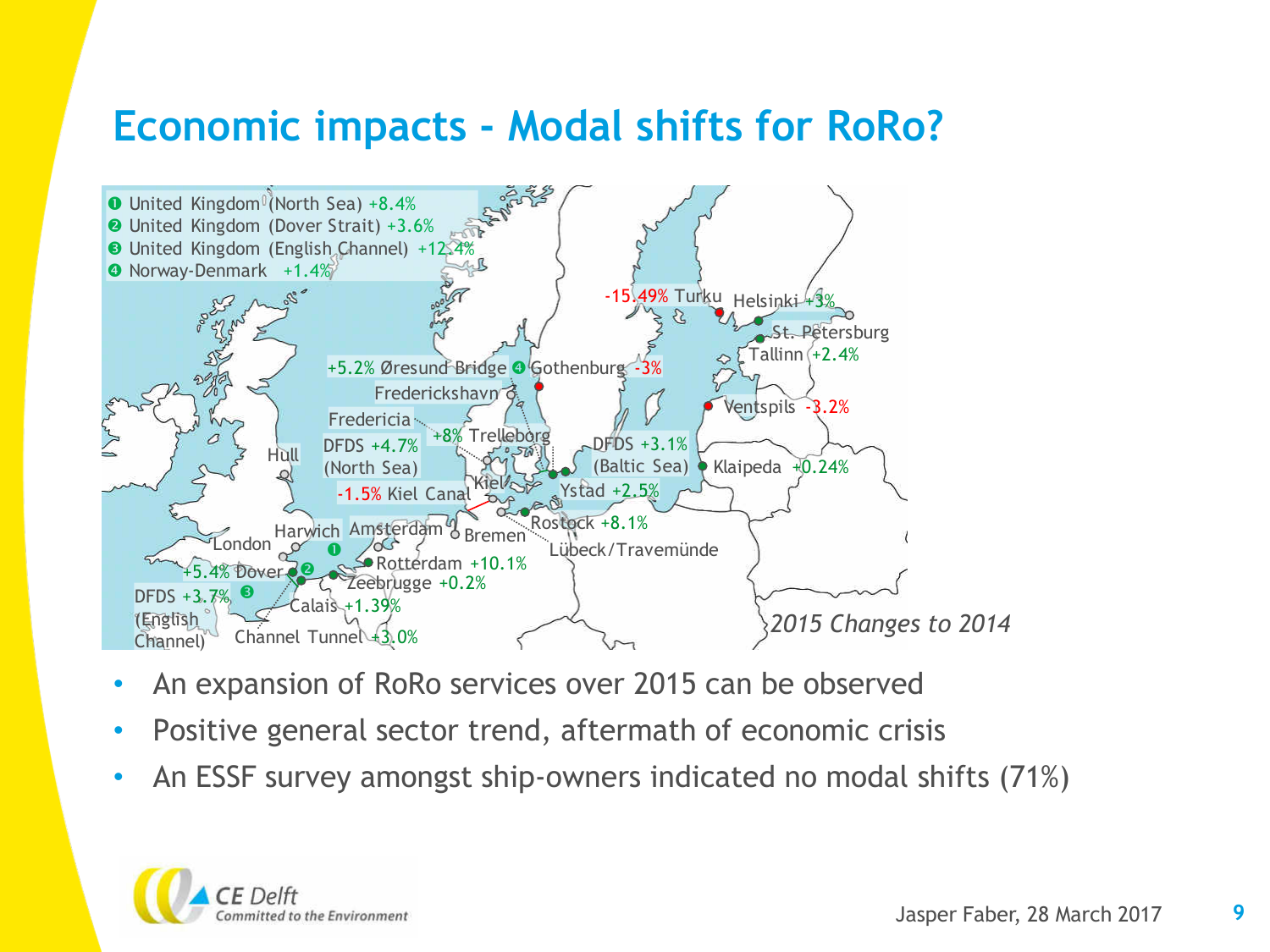# Economic impacts - Modal shifts for RoRo?

❶ United Kingdom (North Sea) +8.4%
❷ United Kingdom (Dover Strait) +3.6%
❸ United Kingdom (English Channel) +12.4%
❹ Norway-Denmark +1.4%

-15.49% Turku
Helsinki +3%
St. Petersburg
Tallinn +2.4%
+5.2% Øresund Bridge ❹ Gothenburg -3%
Frederickshavn
Ventspils -3.2%
Fredericia
+8% Trelleborg
DFDS +3.1% (Baltic Sea)
Klaipeda +0.24%
DFDS +4.7% (North Sea)
Hull
-1.5% Kiel Canal
Kiel
Ystad +2.5%
Rostock +8.1%
Harwich
Amsterdam
Bremen
London
Lübeck/Travemünde
Rotterdam +10.1%
+5.4% Dover
Zeebrugge +0.2%
DFDS +3.7% (English Channel)
Calais +1.39%
Channel Tunnel +3.0%

*2015 Changes to 2014*

- An expansion of RoRo services over 2015 can be observed
- Positive general sector trend, aftermath of economic crisis
- An ESSF survey amongst ship-owners indicated no modal shifts (71%)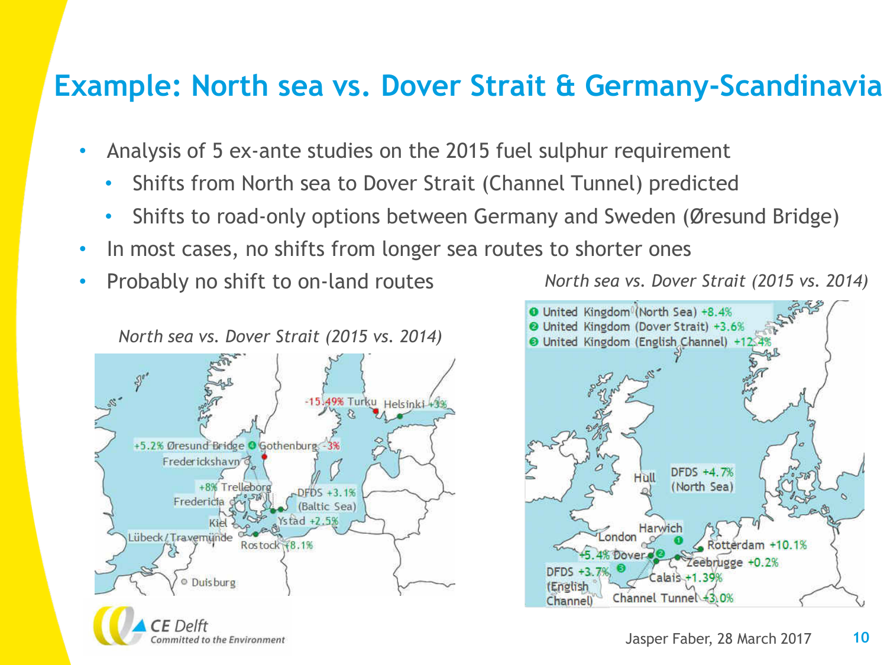# Example: North sea vs. Dover Strait & Germany-Scandinavia

- Analysis of 5 ex-ante studies on the 2015 fuel sulphur requirement
  - Shifts from North sea to Dover Strait (Channel Tunnel) predicted
  - Shifts to road-only options between Germany and Sweden (Øresund Bridge)
- In most cases, no shifts from longer sea routes to shorter ones
- Probably no shift to on-land routes

*North sea vs. Dover Strait (2015 vs. 2014)*

-15.49% Turku, Helsinki +3%, +5.2% Øresund Bridge, Gothenburg -3%, Frederickshavn, +8% Trelleborg, Fredericia, DFDS +3.1% (Baltic Sea), Kiel, Ystad +2.5%, Lübeck/Travemünde, Rostock +8.1%, Duisburg

*North sea vs. Dover Strait (2015 vs. 2014)*

1. United Kingdom (North Sea) +8.4%
2. United Kingdom (Dover Strait) +3.6%
3. United Kingdom (English Channel) +12.4%

Hull, DFDS +4.7% (North Sea), Harwich, London, Rotterdam +10.1%, +5.4% Dover, Zeebrugge +0.2%, DFDS +3.7% (English Channel), Calais +1.39%, Channel Tunnel +3.0%

CE Delft – Committed to the Environment

Jasper Faber, 28 March 2017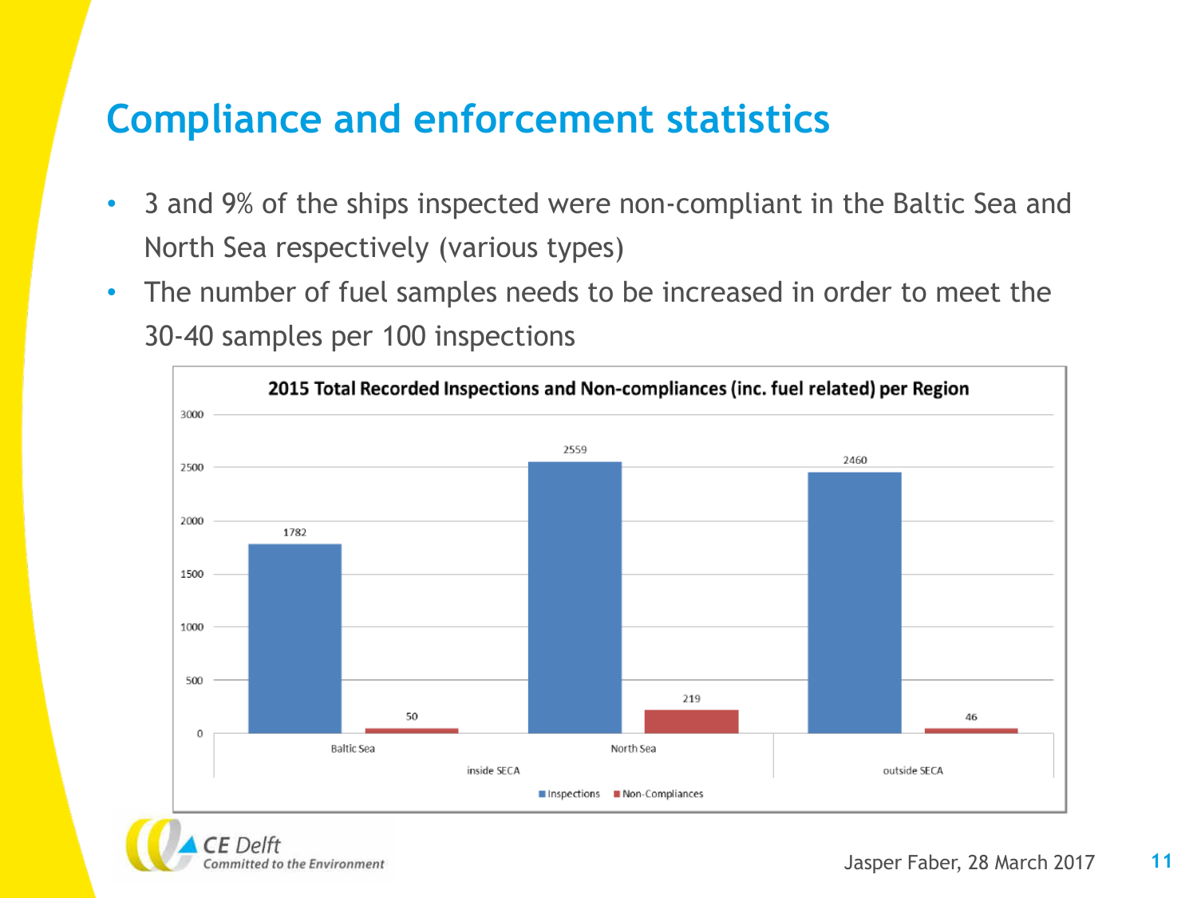# Compliance and enforcement statistics

- 3 and 9% of the ships inspected were non-compliant in the Baltic Sea and North Sea respectively (various types)
- The number of fuel samples needs to be increased in order to meet the 30-40 samples per 100 inspections

**2015 Total Recorded Inspections and Non-compliances (inc. fuel related) per Region**

| | Region | Inspections | Non-Compliances |
|---|---|---|---|
| inside SECA | Baltic Sea | 1782 | 50 |
| inside SECA | North Sea | 2559 | 219 |
| outside SECA | | 2460 | 46 |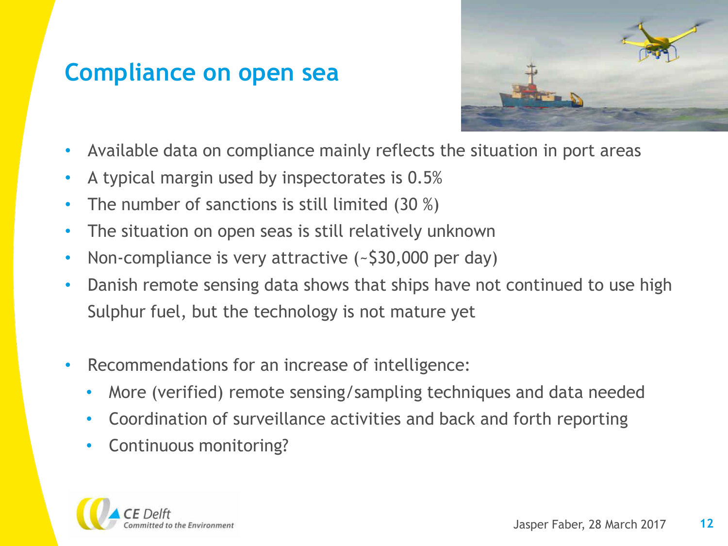# Compliance on open sea

- Available data on compliance mainly reflects the situation in port areas
- A typical margin used by inspectorates is 0.5%
- The number of sanctions is still limited (30 %)
- The situation on open seas is still relatively unknown
- Non-compliance is very attractive (~$30,000 per day)
- Danish remote sensing data shows that ships have not continued to use high Sulphur fuel, but the technology is not mature yet

- Recommendations for an increase of intelligence:
  - More (verified) remote sensing/sampling techniques and data needed
  - Coordination of surveillance activities and back and forth reporting
  - Continuous monitoring?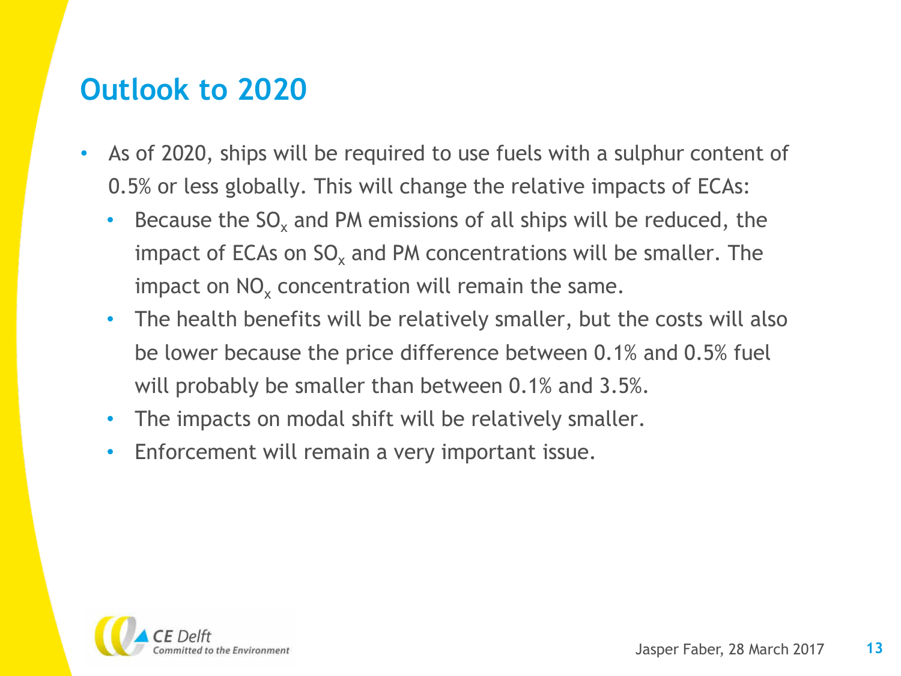## Outlook to 2020

- As of 2020, ships will be required to use fuels with a sulphur content of 0.5% or less globally. This will change the relative impacts of ECAs:
  - Because the $SO_x$ and PM emissions of all ships will be reduced, the impact of ECAs on $SO_x$ and PM concentrations will be smaller. The impact on $NO_x$ concentration will remain the same.
  - The health benefits will be relatively smaller, but the costs will also be lower because the price difference between 0.1% and 0.5% fuel will probably be smaller than between 0.1% and 3.5%.
  - The impacts on modal shift will be relatively smaller.
  - Enforcement will remain a very important issue.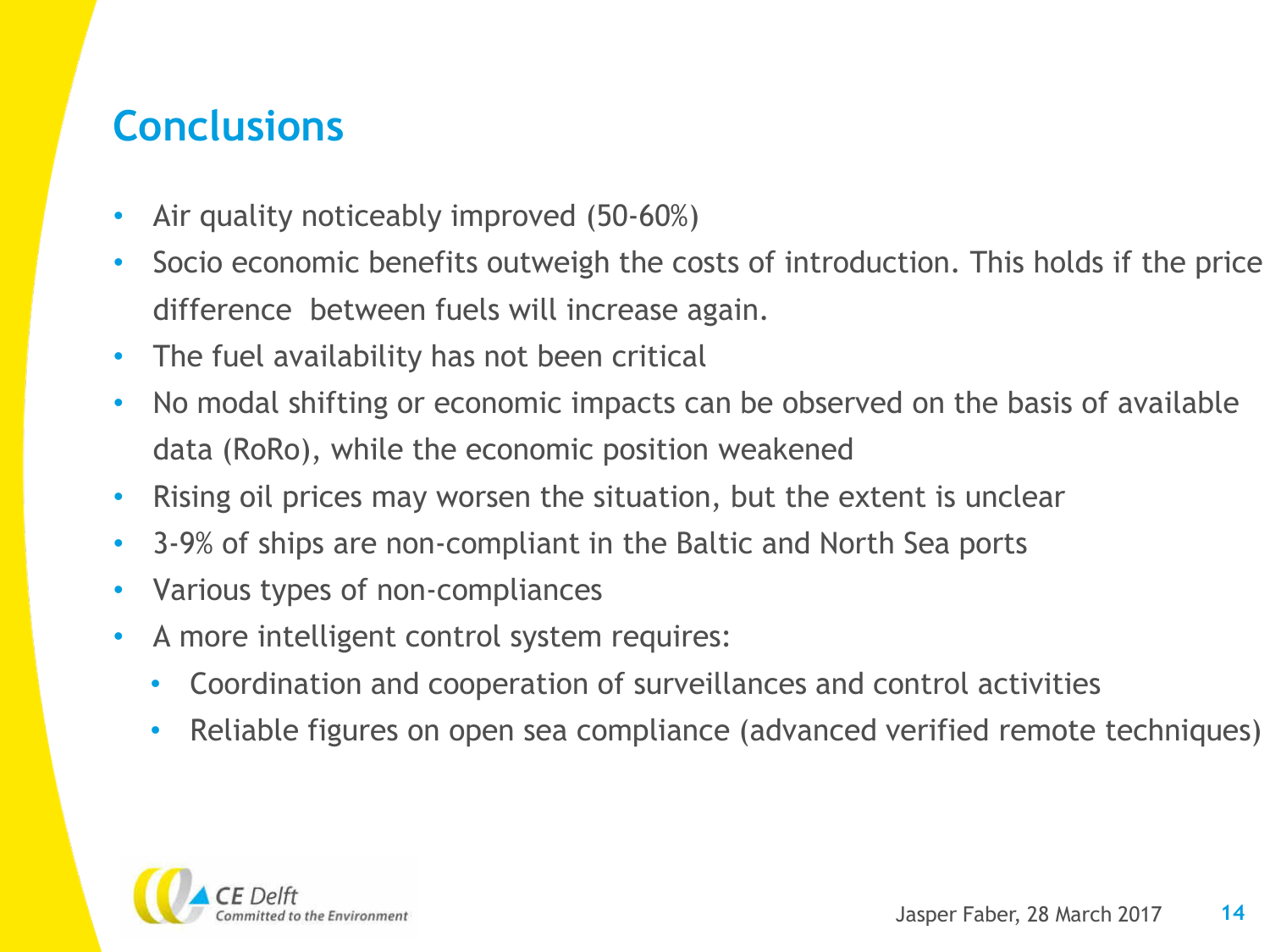## Conclusions

- Air quality noticeably improved (50-60%)
- Socio economic benefits outweigh the costs of introduction. This holds if the price difference between fuels will increase again.
- The fuel availability has not been critical
- No modal shifting or economic impacts can be observed on the basis of available data (RoRo), while the economic position weakened
- Rising oil prices may worsen the situation, but the extent is unclear
- 3-9% of ships are non-compliant in the Baltic and North Sea ports
- Various types of non-compliances
- A more intelligent control system requires:
  - Coordination and cooperation of surveillances and control activities
  - Reliable figures on open sea compliance (advanced verified remote techniques)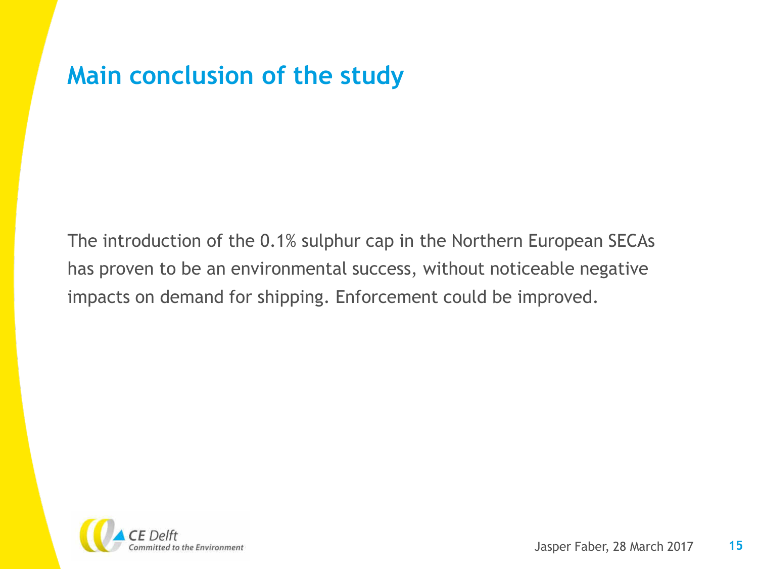# Main conclusion of the study

The introduction of the 0.1% sulphur cap in the Northern European SECAs has proven to be an environmental success, without noticeable negative impacts on demand for shipping. Enforcement could be improved.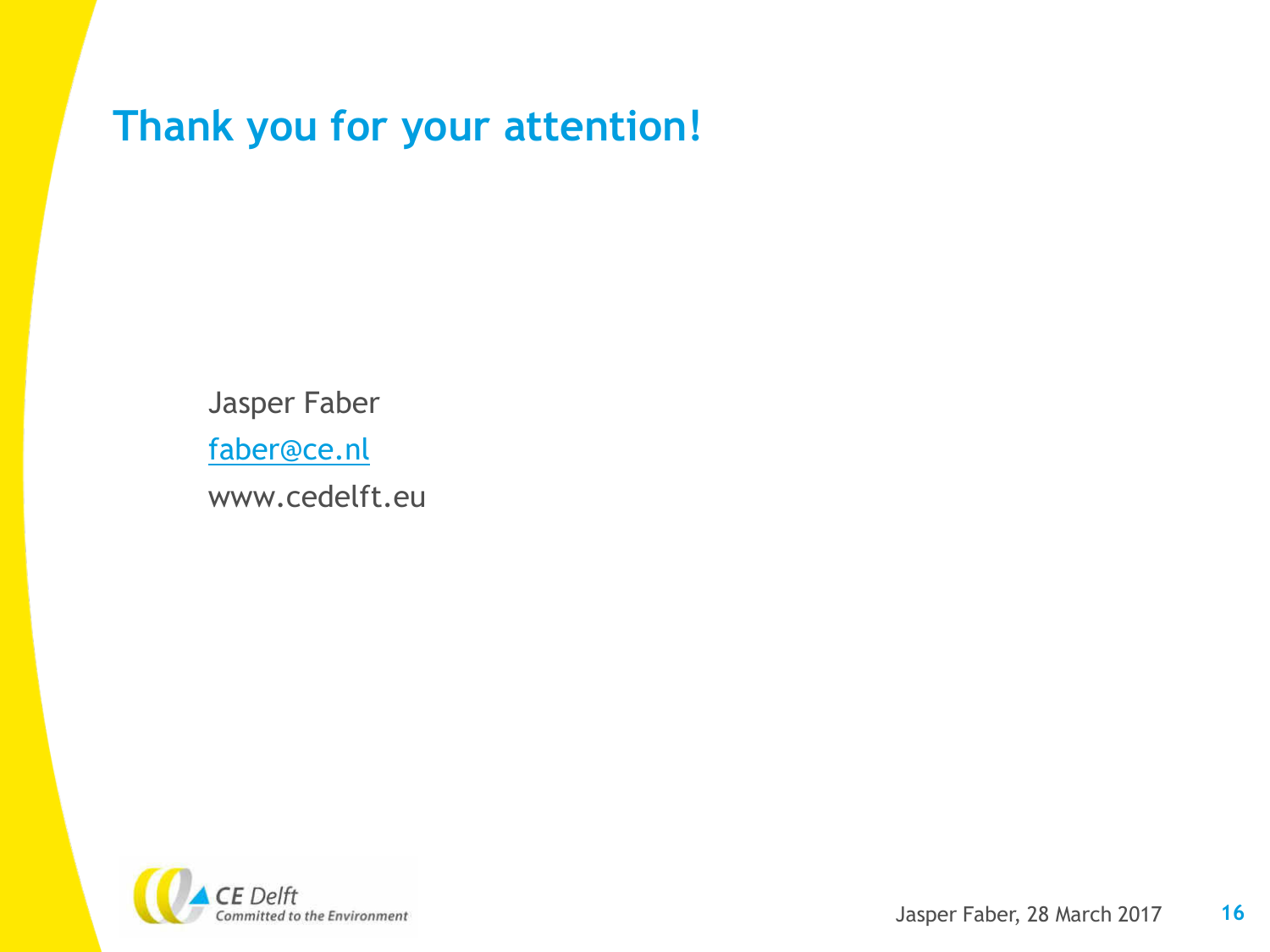# Thank you for your attention!

Jasper Faber

faber@ce.nl

www.cedelft.eu